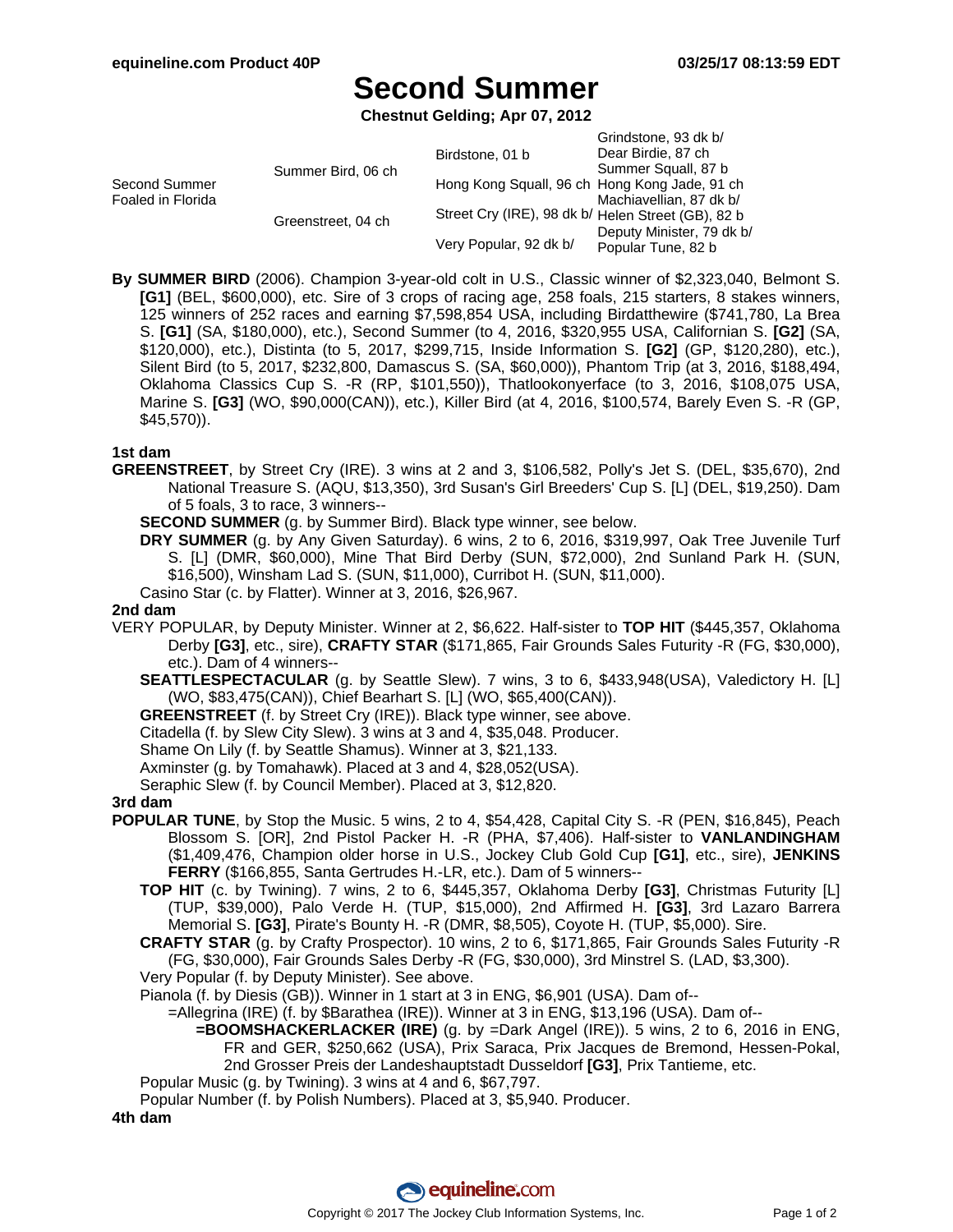# Second Summer

**Chestnut Gelding; Apr 07, 2012**

| | | | |
|---|---|---|---|
| Second Summer Foaled in Florida | Summer Bird, 06 ch | Birdstone, 01 b | Grindstone, 93 dk b/ |
| | | | Dear Birdie, 87 ch |
| | | Hong Kong Squall, 96 ch | Summer Squall, 87 b |
| | | | Hong Kong Jade, 91 ch |
| | Greenstreet, 04 ch | Street Cry (IRE), 98 dk b/ | Machiavellian, 87 dk b/ |
| | | | Helen Street (GB), 82 b |
| | | Very Popular, 92 dk b/ | Deputy Minister, 79 dk b/ |
| | | | Popular Tune, 82 b |

**By SUMMER BIRD** (2006). Champion 3-year-old colt in U.S., Classic winner of $2,323,040, Belmont S. **[G1]** (BEL, $600,000), etc. Sire of 3 crops of racing age, 258 foals, 215 starters, 8 stakes winners, 125 winners of 252 races and earning $7,598,854 USA, including Birdatthewire ($741,780, La Brea S. **[G1]** (SA, $180,000), etc.), Second Summer (to 4, 2016, $320,955 USA, Californian S. **[G2]** (SA, $120,000), etc.), Distinta (to 5, 2017, $299,715, Inside Information S. **[G2]** (GP, $120,280), etc.), Silent Bird (to 5, 2017, $232,800, Damascus S. (SA, $60,000)), Phantom Trip (at 3, 2016, $188,494, Oklahoma Classics Cup S. -R (RP, $101,550)), Thatlookonyerface (to 3, 2016, $108,075 USA, Marine S. **[G3]** (WO, $90,000(CAN)), etc.), Killer Bird (at 4, 2016, $100,574, Barely Even S. -R (GP, $45,570)).

### 1st dam

**GREENSTREET**, by Street Cry (IRE). 3 wins at 2 and 3, $106,582, Polly's Jet S. (DEL, $35,670), 2nd National Treasure S. (AQU, $13,350), 3rd Susan's Girl Breeders' Cup S. [L] (DEL, $19,250). Dam of 5 foals, 3 to race, 3 winners--

**SECOND SUMMER** (g. by Summer Bird). Black type winner, see below.

**DRY SUMMER** (g. by Any Given Saturday). 6 wins, 2 to 6, 2016, $319,997, Oak Tree Juvenile Turf S. [L] (DMR, $60,000), Mine That Bird Derby (SUN, $72,000), 2nd Sunland Park H. (SUN, $16,500), Winsham Lad S. (SUN, $11,000), Curribot H. (SUN, $11,000).

Casino Star (c. by Flatter). Winner at 3, 2016, $26,967.

### 2nd dam

VERY POPULAR, by Deputy Minister. Winner at 2, $6,622. Half-sister to **TOP HIT** ($445,357, Oklahoma Derby **[G3]**, etc., sire), **CRAFTY STAR** ($171,865, Fair Grounds Sales Futurity -R (FG, $30,000), etc.). Dam of 4 winners--

**SEATTLESPECTACULAR** (g. by Seattle Slew). 7 wins, 3 to 6, $433,948(USA), Valedictory H. [L] (WO, $83,475(CAN)), Chief Bearhart S. [L] (WO, $65,400(CAN)).

**GREENSTREET** (f. by Street Cry (IRE)). Black type winner, see above.

Citadella (f. by Slew City Slew). 3 wins at 3 and 4, $35,048. Producer.

Shame On Lily (f. by Seattle Shamus). Winner at 3, $21,133.

Axminster (g. by Tomahawk). Placed at 3 and 4, $28,052(USA).

Seraphic Slew (f. by Council Member). Placed at 3, $12,820.

### 3rd dam

**POPULAR TUNE**, by Stop the Music. 5 wins, 2 to 4, $54,428, Capital City S. -R (PEN, $16,845), Peach Blossom S. [OR], 2nd Pistol Packer H. -R (PHA, $7,406). Half-sister to **VANLANDINGHAM** ($1,409,476, Champion older horse in U.S., Jockey Club Gold Cup **[G1]**, etc., sire), **JENKINS FERRY** ($166,855, Santa Gertrudes H.-LR, etc.). Dam of 5 winners--

**TOP HIT** (c. by Twining). 7 wins, 2 to 6, $445,357, Oklahoma Derby **[G3]**, Christmas Futurity [L] (TUP, $39,000), Palo Verde H. (TUP, $15,000), 2nd Affirmed H. **[G3]**, 3rd Lazaro Barrera Memorial S. **[G3]**, Pirate's Bounty H. -R (DMR, $8,505), Coyote H. (TUP, $5,000). Sire.

**CRAFTY STAR** (g. by Crafty Prospector). 10 wins, 2 to 6, $171,865, Fair Grounds Sales Futurity -R (FG, $30,000), Fair Grounds Sales Derby -R (FG, $30,000), 3rd Minstrel S. (LAD, $3,300).

Very Popular (f. by Deputy Minister). See above.

Pianola (f. by Diesis (GB)). Winner in 1 start at 3 in ENG, $6,901 (USA). Dam of--

=Allegrina (IRE) (f. by $Barathea (IRE)). Winner at 3 in ENG, $13,196 (USA). Dam of--

**=BOOMSHACKERLACKER (IRE)** (g. by =Dark Angel (IRE)). 5 wins, 2 to 6, 2016 in ENG, FR and GER, $250,662 (USA), Prix Saraca, Prix Jacques de Bremond, Hessen-Pokal, 2nd Grosser Preis der Landeshauptstadt Dusseldorf **[G3]**, Prix Tantieme, etc.

Popular Music (g. by Twining). 3 wins at 4 and 6, $67,797.

Popular Number (f. by Polish Numbers). Placed at 3, $5,940. Producer.

### 4th dam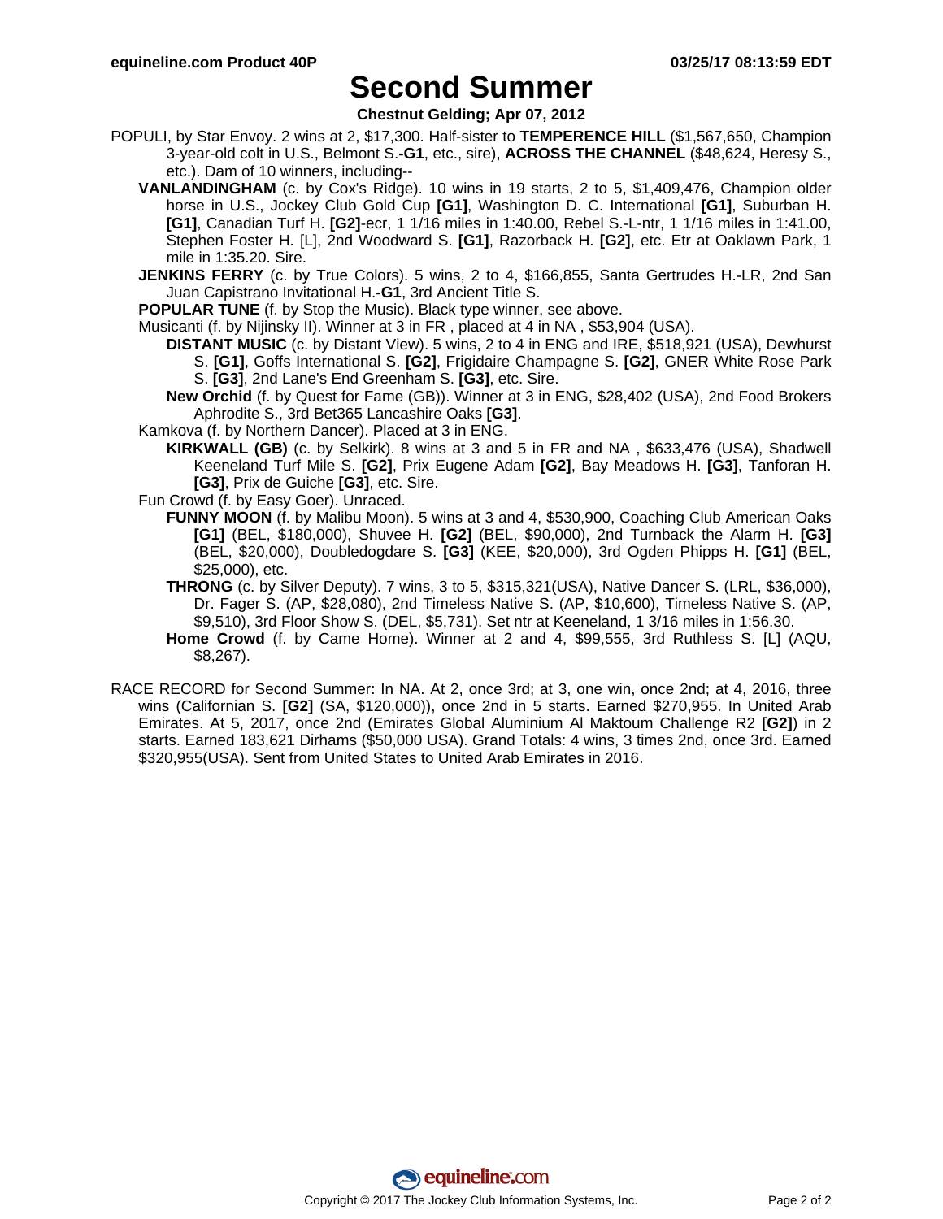# Second Summer

**Chestnut Gelding; Apr 07, 2012**

POPULI, by Star Envoy. 2 wins at 2, $17,300. Half-sister to **TEMPERENCE HILL** ($1,567,650, Champion 3-year-old colt in U.S., Belmont S.**-G1**, etc., sire), **ACROSS THE CHANNEL** ($48,624, Heresy S., etc.). Dam of 10 winners, including--

**VANLANDINGHAM** (c. by Cox's Ridge). 10 wins in 19 starts, 2 to 5, $1,409,476, Champion older horse in U.S., Jockey Club Gold Cup **[G1]**, Washington D. C. International **[G1]**, Suburban H. **[G1]**, Canadian Turf H. **[G2]**-ecr, 1 1/16 miles in 1:40.00, Rebel S.-L-ntr, 1 1/16 miles in 1:41.00, Stephen Foster H. [L], 2nd Woodward S. **[G1]**, Razorback H. **[G2]**, etc. Etr at Oaklawn Park, 1 mile in 1:35.20. Sire.

**JENKINS FERRY** (c. by True Colors). 5 wins, 2 to 4, $166,855, Santa Gertrudes H.-LR, 2nd San Juan Capistrano Invitational H.**-G1**, 3rd Ancient Title S.

**POPULAR TUNE** (f. by Stop the Music). Black type winner, see above.

Musicanti (f. by Nijinsky II). Winner at 3 in FR , placed at 4 in NA , $53,904 (USA).

**DISTANT MUSIC** (c. by Distant View). 5 wins, 2 to 4 in ENG and IRE, $518,921 (USA), Dewhurst S. **[G1]**, Goffs International S. **[G2]**, Frigidaire Champagne S. **[G2]**, GNER White Rose Park S. **[G3]**, 2nd Lane's End Greenham S. **[G3]**, etc. Sire.

**New Orchid** (f. by Quest for Fame (GB)). Winner at 3 in ENG, $28,402 (USA), 2nd Food Brokers Aphrodite S., 3rd Bet365 Lancashire Oaks **[G3]**.

Kamkova (f. by Northern Dancer). Placed at 3 in ENG.

**KIRKWALL (GB)** (c. by Selkirk). 8 wins at 3 and 5 in FR and NA , $633,476 (USA), Shadwell Keeneland Turf Mile S. **[G2]**, Prix Eugene Adam **[G2]**, Bay Meadows H. **[G3]**, Tanforan H. **[G3]**, Prix de Guiche **[G3]**, etc. Sire.

Fun Crowd (f. by Easy Goer). Unraced.

**FUNNY MOON** (f. by Malibu Moon). 5 wins at 3 and 4, $530,900, Coaching Club American Oaks **[G1]** (BEL, $180,000), Shuvee H. **[G2]** (BEL, $90,000), 2nd Turnback the Alarm H. **[G3]** (BEL, $20,000), Doubledogdare S. **[G3]** (KEE, $20,000), 3rd Ogden Phipps H. **[G1]** (BEL, $25,000), etc.

**THRONG** (c. by Silver Deputy). 7 wins, 3 to 5, $315,321(USA), Native Dancer S. (LRL, $36,000), Dr. Fager S. (AP, $28,080), 2nd Timeless Native S. (AP, $10,600), Timeless Native S. (AP, $9,510), 3rd Floor Show S. (DEL, $5,731). Set ntr at Keeneland, 1 3/16 miles in 1:56.30.

**Home Crowd** (f. by Came Home). Winner at 2 and 4, $99,555, 3rd Ruthless S. [L] (AQU, $8,267).

RACE RECORD for Second Summer: In NA. At 2, once 3rd; at 3, one win, once 2nd; at 4, 2016, three wins (Californian S. **[G2]** (SA, $120,000)), once 2nd in 5 starts. Earned $270,955. In United Arab Emirates. At 5, 2017, once 2nd (Emirates Global Aluminium Al Maktoum Challenge R2 **[G2]**) in 2 starts. Earned 183,621 Dirhams ($50,000 USA). Grand Totals: 4 wins, 3 times 2nd, once 3rd. Earned $320,955(USA). Sent from United States to United Arab Emirates in 2016.